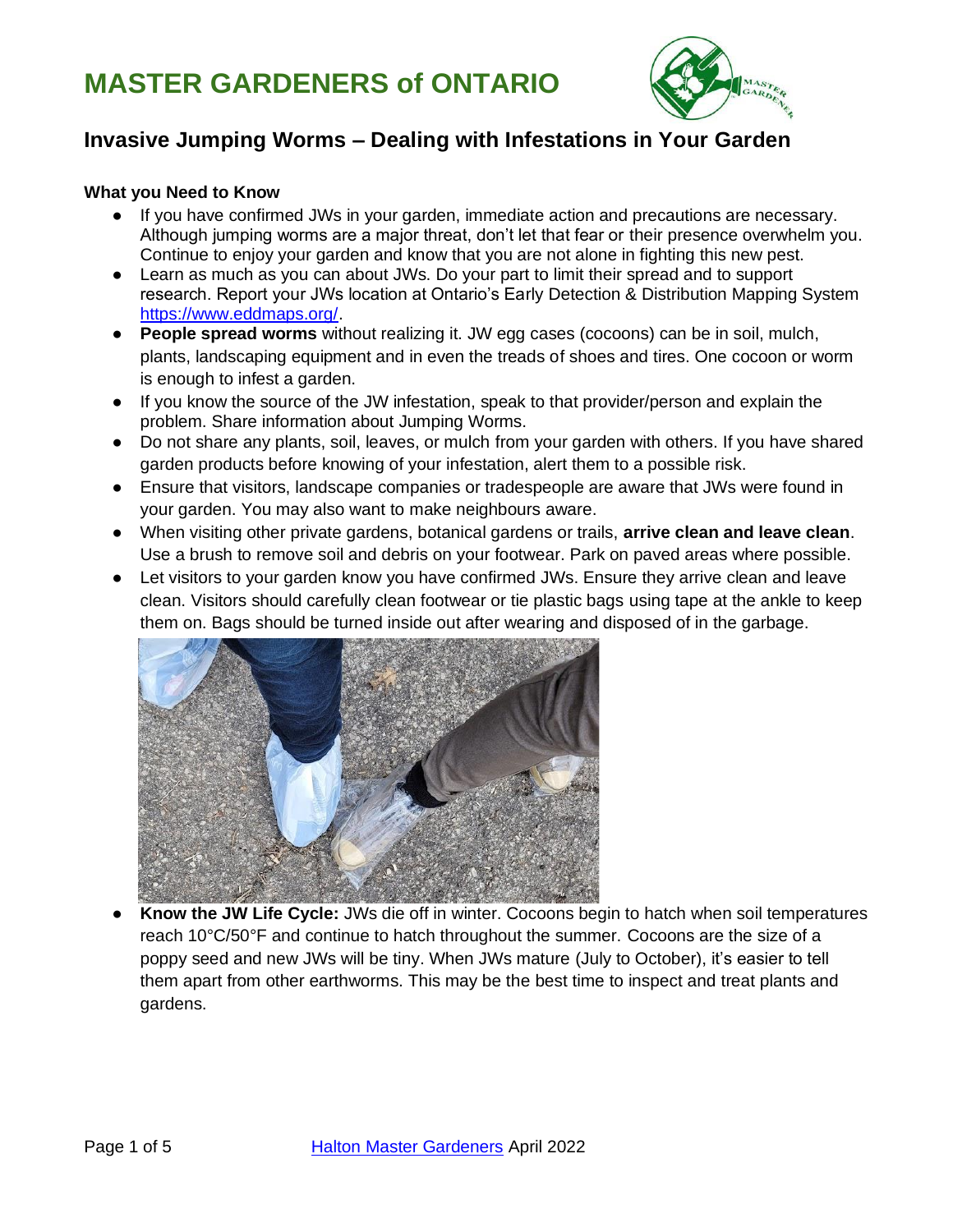# MASTER GARDENERS of ONTARIO

## Invasive Jumping Worms – Dealing with Infestations in Your Garden

**What you Need to Know**

- If you have confirmed JWs in your garden, immediate action and precautions are necessary. Although jumping worms are a major threat, don't let that fear or their presence overwhelm you. Continue to enjoy your garden and know that you are not alone in fighting this new pest.
- Learn as much as you can about JWs. Do your part to limit their spread and to support research. Report your JWs location at Ontario's Early Detection & Distribution Mapping System https://www.eddmaps.org/.
- **People spread worms** without realizing it. JW egg cases (cocoons) can be in soil, mulch, plants, landscaping equipment and in even the treads of shoes and tires. One cocoon or worm is enough to infest a garden.
- If you know the source of the JW infestation, speak to that provider/person and explain the problem. Share information about Jumping Worms.
- Do not share any plants, soil, leaves, or mulch from your garden with others. If you have shared garden products before knowing of your infestation, alert them to a possible risk.
- Ensure that visitors, landscape companies or tradespeople are aware that JWs were found in your garden. You may also want to make neighbours aware.
- When visiting other private gardens, botanical gardens or trails, **arrive clean and leave clean**. Use a brush to remove soil and debris on your footwear. Park on paved areas where possible.
- Let visitors to your garden know you have confirmed JWs. Ensure they arrive clean and leave clean. Visitors should carefully clean footwear or tie plastic bags using tape at the ankle to keep them on. Bags should be turned inside out after wearing and disposed of in the garbage.
- **Know the JW Life Cycle:** JWs die off in winter. Cocoons begin to hatch when soil temperatures reach 10°C/50°F and continue to hatch throughout the summer. Cocoons are the size of a poppy seed and new JWs will be tiny. When JWs mature (July to October), it's easier to tell them apart from other earthworms. This may be the best time to inspect and treat plants and gardens.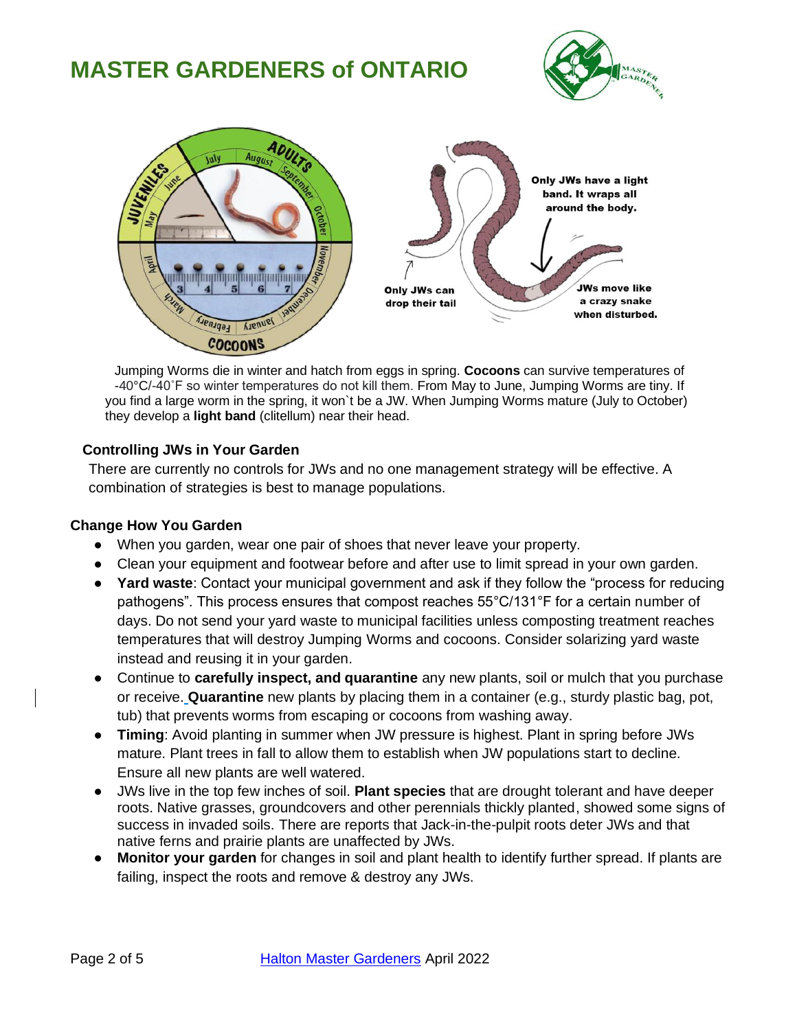Jumping Worms die in winter and hatch from eggs in spring. **Cocoons** can survive temperatures of -40°C/-40˚F so winter temperatures do not kill them. From May to June, Jumping Worms are tiny. If you find a large worm in the spring, it won`t be a JW. When Jumping Worms mature (July to October) they develop a **light band** (clitellum) near their head.

### Controlling JWs in Your Garden

There are currently no controls for JWs and no one management strategy will be effective. A combination of strategies is best to manage populations.

### Change How You Garden

- When you garden, wear one pair of shoes that never leave your property.
- Clean your equipment and footwear before and after use to limit spread in your own garden.
- **Yard waste**: Contact your municipal government and ask if they follow the "process for reducing pathogens". This process ensures that compost reaches 55°C/131°F for a certain number of days. Do not send your yard waste to municipal facilities unless composting treatment reaches temperatures that will destroy Jumping Worms and cocoons. Consider solarizing yard waste instead and reusing it in your garden.
- Continue to **carefully inspect, and quarantine** any new plants, soil or mulch that you purchase or receive. **Quarantine** new plants by placing them in a container (e.g., sturdy plastic bag, pot, tub) that prevents worms from escaping or cocoons from washing away.
- **Timing**: Avoid planting in summer when JW pressure is highest. Plant in spring before JWs mature. Plant trees in fall to allow them to establish when JW populations start to decline. Ensure all new plants are well watered.
- JWs live in the top few inches of soil. **Plant species** that are drought tolerant and have deeper roots. Native grasses, groundcovers and other perennials thickly planted, showed some signs of success in invaded soils. There are reports that Jack-in-the-pulpit roots deter JWs and that native ferns and prairie plants are unaffected by JWs.
- **Monitor your garden** for changes in soil and plant health to identify further spread. If plants are failing, inspect the roots and remove & destroy any JWs.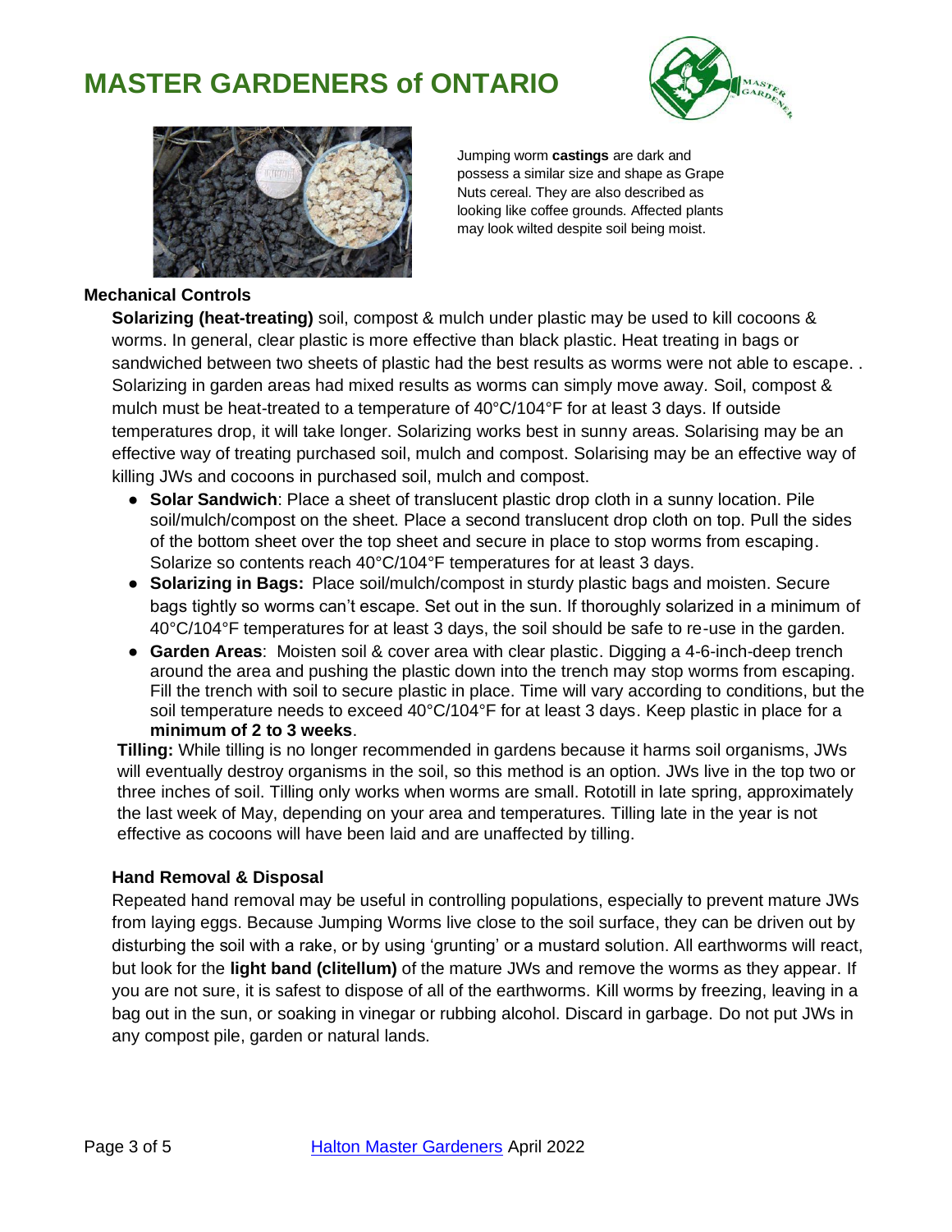# MASTER GARDENERS of ONTARIO

Jumping worm **castings** are dark and possess a similar size and shape as Grape Nuts cereal. They are also described as looking like coffee grounds. Affected plants may look wilted despite soil being moist.

### Mechanical Controls

**Solarizing (heat-treating)** soil, compost & mulch under plastic may be used to kill cocoons & worms. In general, clear plastic is more effective than black plastic. Heat treating in bags or sandwiched between two sheets of plastic had the best results as worms were not able to escape. . Solarizing in garden areas had mixed results as worms can simply move away. Soil, compost & mulch must be heat-treated to a temperature of 40°C/104°F for at least 3 days. If outside temperatures drop, it will take longer. Solarizing works best in sunny areas. Solarising may be an effective way of treating purchased soil, mulch and compost. Solarising may be an effective way of killing JWs and cocoons in purchased soil, mulch and compost.

- **Solar Sandwich**: Place a sheet of translucent plastic drop cloth in a sunny location. Pile soil/mulch/compost on the sheet. Place a second translucent drop cloth on top. Pull the sides of the bottom sheet over the top sheet and secure in place to stop worms from escaping. Solarize so contents reach 40°C/104°F temperatures for at least 3 days.
- **Solarizing in Bags:** Place soil/mulch/compost in sturdy plastic bags and moisten. Secure bags tightly so worms can't escape. Set out in the sun. If thoroughly solarized in a minimum of 40°C/104°F temperatures for at least 3 days, the soil should be safe to re-use in the garden.
- **Garden Areas**: Moisten soil & cover area with clear plastic. Digging a 4-6-inch-deep trench around the area and pushing the plastic down into the trench may stop worms from escaping. Fill the trench with soil to secure plastic in place. Time will vary according to conditions, but the soil temperature needs to exceed 40°C/104°F for at least 3 days. Keep plastic in place for a **minimum of 2 to 3 weeks**.

**Tilling:** While tilling is no longer recommended in gardens because it harms soil organisms, JWs will eventually destroy organisms in the soil, so this method is an option. JWs live in the top two or three inches of soil. Tilling only works when worms are small. Rototill in late spring, approximately the last week of May, depending on your area and temperatures. Tilling late in the year is not effective as cocoons will have been laid and are unaffected by tilling.

### Hand Removal & Disposal

Repeated hand removal may be useful in controlling populations, especially to prevent mature JWs from laying eggs. Because Jumping Worms live close to the soil surface, they can be driven out by disturbing the soil with a rake, or by using 'grunting' or a mustard solution. All earthworms will react, but look for the **light band (clitellum)** of the mature JWs and remove the worms as they appear. If you are not sure, it is safest to dispose of all of the earthworms. Kill worms by freezing, leaving in a bag out in the sun, or soaking in vinegar or rubbing alcohol. Discard in garbage. Do not put JWs in any compost pile, garden or natural lands.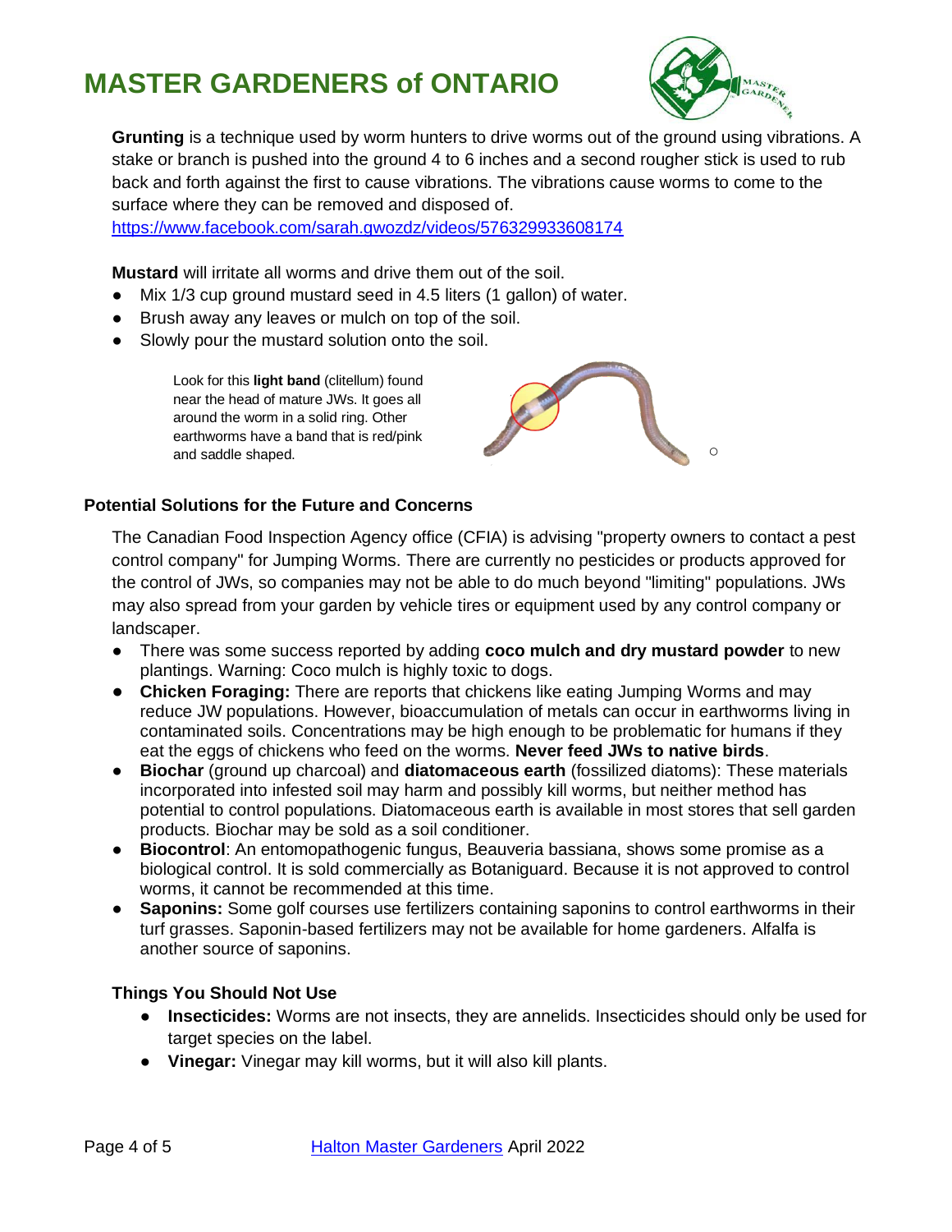**Grunting** is a technique used by worm hunters to drive worms out of the ground using vibrations. A stake or branch is pushed into the ground 4 to 6 inches and a second rougher stick is used to rub back and forth against the first to cause vibrations. The vibrations cause worms to come to the surface where they can be removed and disposed of.
https://www.facebook.com/sarah.gwozdz/videos/576329933608174

**Mustard** will irritate all worms and drive them out of the soil.

- Mix 1/3 cup ground mustard seed in 4.5 liters (1 gallon) of water.
- Brush away any leaves or mulch on top of the soil.
- Slowly pour the mustard solution onto the soil.

Look for this **light band** (clitellum) found near the head of mature JWs. It goes all around the worm in a solid ring. Other earthworms have a band that is red/pink and saddle shaped.

### Potential Solutions for the Future and Concerns

The Canadian Food Inspection Agency office (CFIA) is advising "property owners to contact a pest control company" for Jumping Worms. There are currently no pesticides or products approved for the control of JWs, so companies may not be able to do much beyond "limiting" populations. JWs may also spread from your garden by vehicle tires or equipment used by any control company or landscaper.

- There was some success reported by adding **coco mulch and dry mustard powder** to new plantings. Warning: Coco mulch is highly toxic to dogs.
- **Chicken Foraging:** There are reports that chickens like eating Jumping Worms and may reduce JW populations. However, bioaccumulation of metals can occur in earthworms living in contaminated soils. Concentrations may be high enough to be problematic for humans if they eat the eggs of chickens who feed on the worms. **Never feed JWs to native birds**.
- **Biochar** (ground up charcoal) and **diatomaceous earth** (fossilized diatoms): These materials incorporated into infested soil may harm and possibly kill worms, but neither method has potential to control populations. Diatomaceous earth is available in most stores that sell garden products. Biochar may be sold as a soil conditioner.
- **Biocontrol**: An entomopathogenic fungus, Beauveria bassiana, shows some promise as a biological control. It is sold commercially as Botaniguard. Because it is not approved to control worms, it cannot be recommended at this time.
- **Saponins:** Some golf courses use fertilizers containing saponins to control earthworms in their turf grasses. Saponin-based fertilizers may not be available for home gardeners. Alfalfa is another source of saponins.

#### Things You Should Not Use

- **Insecticides:** Worms are not insects, they are annelids. Insecticides should only be used for target species on the label.
- **Vinegar:** Vinegar may kill worms, but it will also kill plants.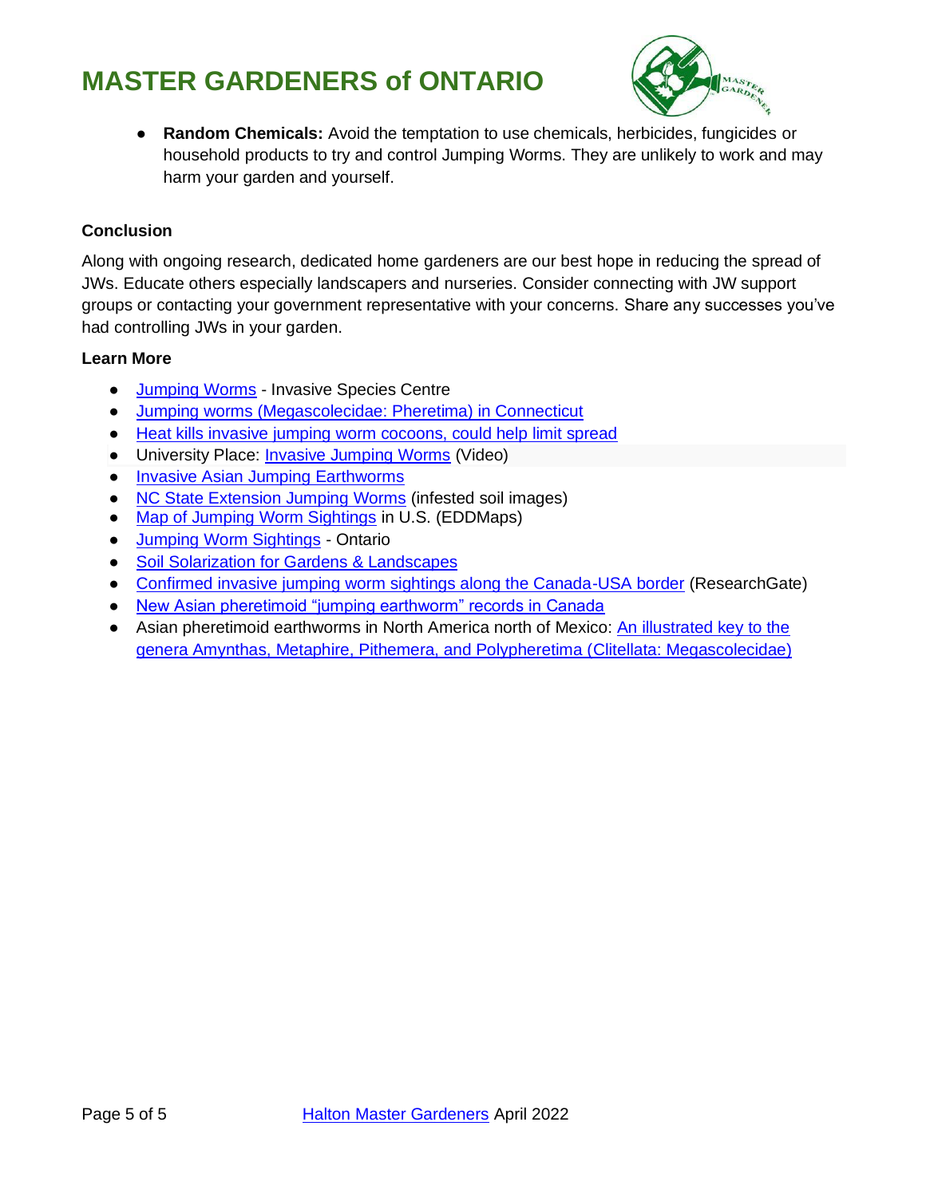- **Random Chemicals:** Avoid the temptation to use chemicals, herbicides, fungicides or household products to try and control Jumping Worms. They are unlikely to work and may harm your garden and yourself.

### Conclusion

Along with ongoing research, dedicated home gardeners are our best hope in reducing the spread of JWs. Educate others especially landscapers and nurseries. Consider connecting with JW support groups or contacting your government representative with your concerns. Share any successes you've had controlling JWs in your garden.

### Learn More

- Jumping Worms - Invasive Species Centre
- Jumping worms (Megascolecidae: Pheretima) in Connecticut
- Heat kills invasive jumping worm cocoons, could help limit spread
- University Place: Invasive Jumping Worms (Video)
- Invasive Asian Jumping Earthworms
- NC State Extension Jumping Worms (infested soil images)
- Map of Jumping Worm Sightings in U.S. (EDDMaps)
- Jumping Worm Sightings - Ontario
- Soil Solarization for Gardens & Landscapes
- Confirmed invasive jumping worm sightings along the Canada-USA border (ResearchGate)
- New Asian pheretimoid "jumping earthworm" records in Canada
- Asian pheretimoid earthworms in North America north of Mexico: An illustrated key to the genera Amynthas, Metaphire, Pithemera, and Polypheretima (Clitellata: Megascolecidae)